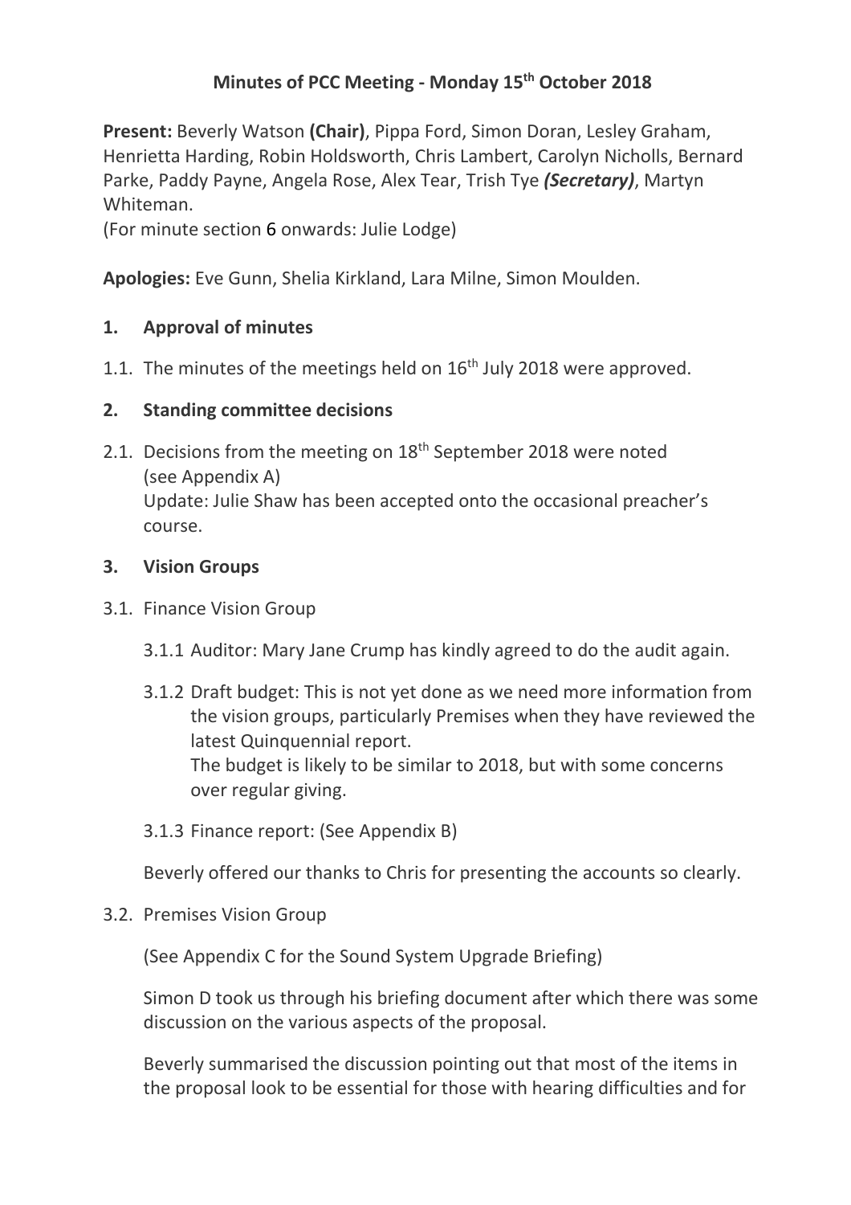# Minutes of PCC Meeting - Monday 15th October 2018

**Present:** Beverly Watson **(Chair)**, Pippa Ford, Simon Doran, Lesley Graham, Henrietta Harding, Robin Holdsworth, Chris Lambert, Carolyn Nicholls, Bernard Parke, Paddy Payne, Angela Rose, Alex Tear, Trish Tye ***(Secretary)***, Martyn Whiteman.
(For minute section 6 onwards: Julie Lodge)

**Apologies:** Eve Gunn, Shelia Kirkland, Lara Milne, Simon Moulden.

## 1. Approval of minutes

1.1. The minutes of the meetings held on 16th July 2018 were approved.

## 2. Standing committee decisions

2.1. Decisions from the meeting on 18th September 2018 were noted (see Appendix A)
Update: Julie Shaw has been accepted onto the occasional preacher's course.

## 3. Vision Groups

3.1. Finance Vision Group

3.1.1 Auditor: Mary Jane Crump has kindly agreed to do the audit again.

3.1.2 Draft budget: This is not yet done as we need more information from the vision groups, particularly Premises when they have reviewed the latest Quinquennial report.
The budget is likely to be similar to 2018, but with some concerns over regular giving.

3.1.3 Finance report: (See Appendix B)

Beverly offered our thanks to Chris for presenting the accounts so clearly.

3.2. Premises Vision Group

(See Appendix C for the Sound System Upgrade Briefing)

Simon D took us through his briefing document after which there was some discussion on the various aspects of the proposal.

Beverly summarised the discussion pointing out that most of the items in the proposal look to be essential for those with hearing difficulties and for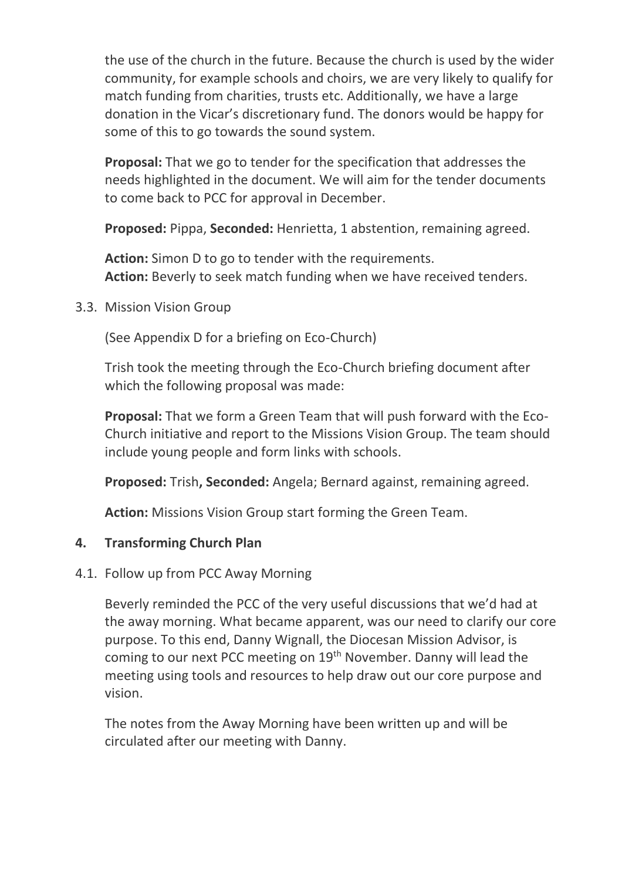the use of the church in the future. Because the church is used by the wider community, for example schools and choirs, we are very likely to qualify for match funding from charities, trusts etc. Additionally, we have a large donation in the Vicar's discretionary fund. The donors would be happy for some of this to go towards the sound system.

**Proposal:** That we go to tender for the specification that addresses the needs highlighted in the document. We will aim for the tender documents to come back to PCC for approval in December.

**Proposed:** Pippa, **Seconded:** Henrietta, 1 abstention, remaining agreed.

**Action:** Simon D to go to tender with the requirements.
**Action:** Beverly to seek match funding when we have received tenders.

3.3. Mission Vision Group

(See Appendix D for a briefing on Eco-Church)

Trish took the meeting through the Eco-Church briefing document after which the following proposal was made:

**Proposal:** That we form a Green Team that will push forward with the Eco-Church initiative and report to the Missions Vision Group. The team should include young people and form links with schools.

**Proposed:** Trish**, Seconded:** Angela; Bernard against, remaining agreed.

**Action:** Missions Vision Group start forming the Green Team.

## 4. Transforming Church Plan

4.1. Follow up from PCC Away Morning

Beverly reminded the PCC of the very useful discussions that we'd had at the away morning. What became apparent, was our need to clarify our core purpose. To this end, Danny Wignall, the Diocesan Mission Advisor, is coming to our next PCC meeting on 19th November. Danny will lead the meeting using tools and resources to help draw out our core purpose and vision.

The notes from the Away Morning have been written up and will be circulated after our meeting with Danny.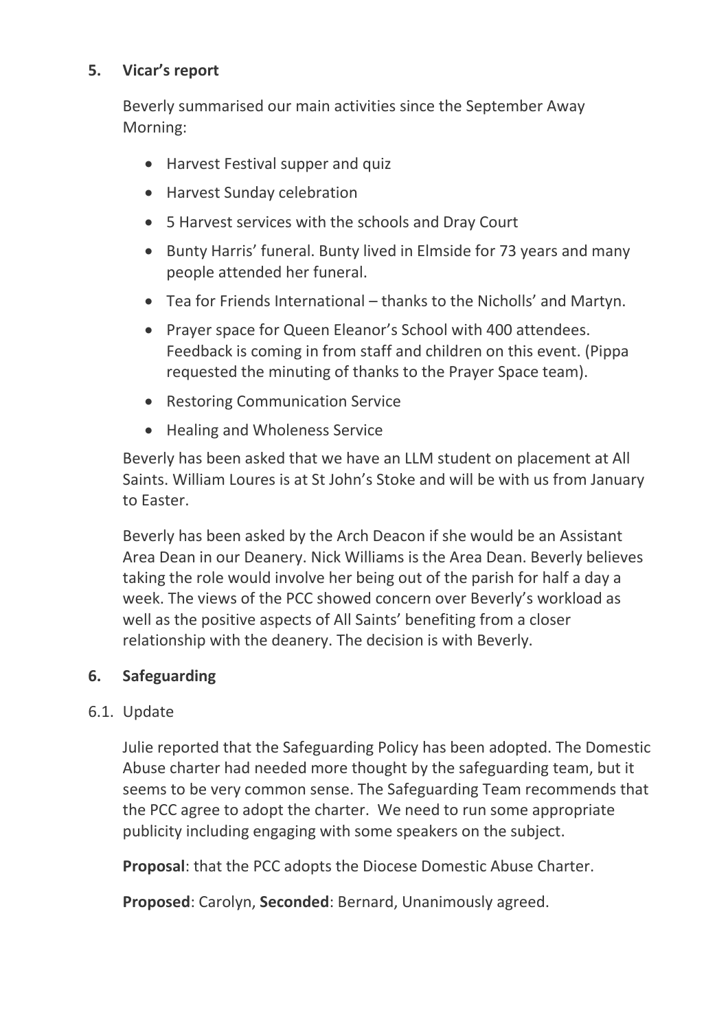## 5. Vicar's report

Beverly summarised our main activities since the September Away Morning:

- Harvest Festival supper and quiz
- Harvest Sunday celebration
- 5 Harvest services with the schools and Dray Court
- Bunty Harris' funeral. Bunty lived in Elmside for 73 years and many people attended her funeral.
- Tea for Friends International – thanks to the Nicholls' and Martyn.
- Prayer space for Queen Eleanor's School with 400 attendees. Feedback is coming in from staff and children on this event. (Pippa requested the minuting of thanks to the Prayer Space team).
- Restoring Communication Service
- Healing and Wholeness Service

Beverly has been asked that we have an LLM student on placement at All Saints. William Loures is at St John's Stoke and will be with us from January to Easter.

Beverly has been asked by the Arch Deacon if she would be an Assistant Area Dean in our Deanery. Nick Williams is the Area Dean. Beverly believes taking the role would involve her being out of the parish for half a day a week. The views of the PCC showed concern over Beverly's workload as well as the positive aspects of All Saints' benefiting from a closer relationship with the deanery. The decision is with Beverly.

## 6. Safeguarding

### 6.1. Update

Julie reported that the Safeguarding Policy has been adopted. The Domestic Abuse charter had needed more thought by the safeguarding team, but it seems to be very common sense. The Safeguarding Team recommends that the PCC agree to adopt the charter. We need to run some appropriate publicity including engaging with some speakers on the subject.

**Proposal**: that the PCC adopts the Diocese Domestic Abuse Charter.

**Proposed**: Carolyn, **Seconded**: Bernard, Unanimously agreed.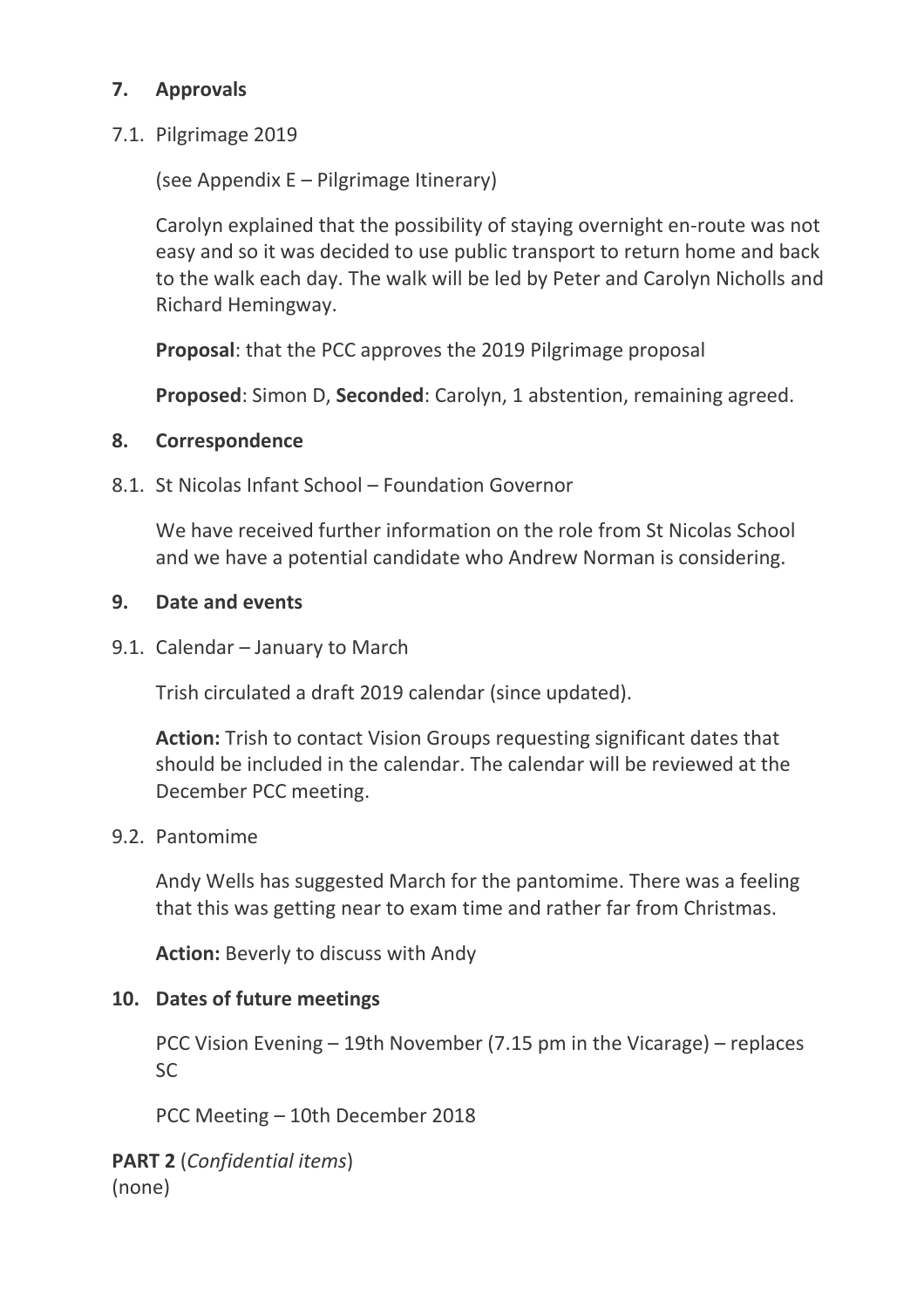## 7. Approvals

### 7.1. Pilgrimage 2019

(see Appendix E – Pilgrimage Itinerary)

Carolyn explained that the possibility of staying overnight en-route was not easy and so it was decided to use public transport to return home and back to the walk each day. The walk will be led by Peter and Carolyn Nicholls and Richard Hemingway.

**Proposal**: that the PCC approves the 2019 Pilgrimage proposal

**Proposed**: Simon D, **Seconded**: Carolyn, 1 abstention, remaining agreed.

## 8. Correspondence

### 8.1. St Nicolas Infant School – Foundation Governor

We have received further information on the role from St Nicolas School and we have a potential candidate who Andrew Norman is considering.

## 9. Date and events

### 9.1. Calendar – January to March

Trish circulated a draft 2019 calendar (since updated).

**Action:** Trish to contact Vision Groups requesting significant dates that should be included in the calendar. The calendar will be reviewed at the December PCC meeting.

### 9.2. Pantomime

Andy Wells has suggested March for the pantomime. There was a feeling that this was getting near to exam time and rather far from Christmas.

**Action:** Beverly to discuss with Andy

## 10. Dates of future meetings

PCC Vision Evening – 19th November (7.15 pm in the Vicarage) – replaces SC

PCC Meeting – 10th December 2018

**PART 2** (*Confidential items*)
(none)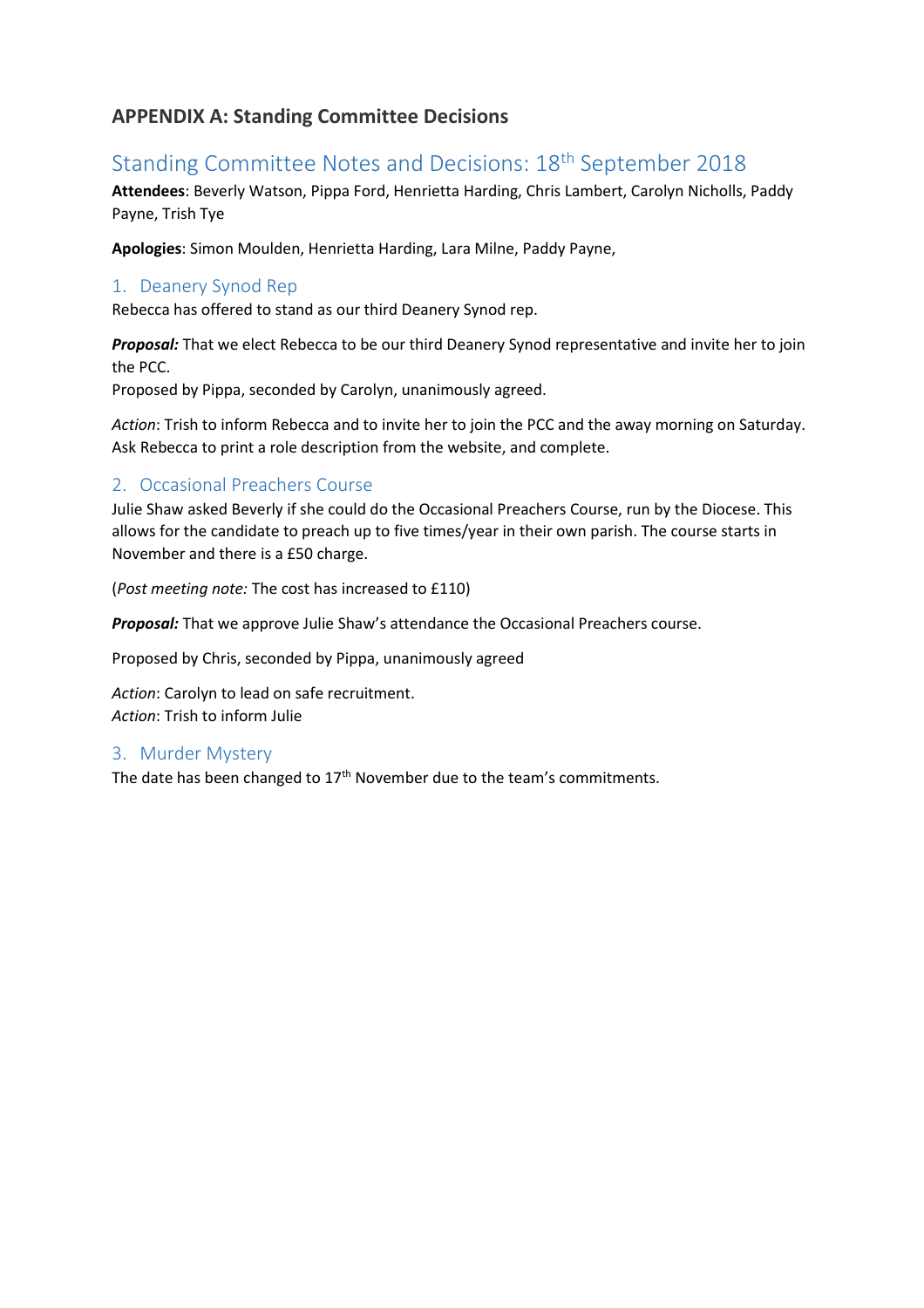## APPENDIX A: Standing Committee Decisions

# Standing Committee Notes and Decisions: 18th September 2018

**Attendees**: Beverly Watson, Pippa Ford, Henrietta Harding, Chris Lambert, Carolyn Nicholls, Paddy Payne, Trish Tye

**Apologies**: Simon Moulden, Henrietta Harding, Lara Milne, Paddy Payne,

## 1. Deanery Synod Rep

Rebecca has offered to stand as our third Deanery Synod rep.

***Proposal:*** That we elect Rebecca to be our third Deanery Synod representative and invite her to join the PCC.
Proposed by Pippa, seconded by Carolyn, unanimously agreed.

*Action*: Trish to inform Rebecca and to invite her to join the PCC and the away morning on Saturday. Ask Rebecca to print a role description from the website, and complete.

## 2. Occasional Preachers Course

Julie Shaw asked Beverly if she could do the Occasional Preachers Course, run by the Diocese. This allows for the candidate to preach up to five times/year in their own parish. The course starts in November and there is a £50 charge.

(*Post meeting note:* The cost has increased to £110)

***Proposal:*** That we approve Julie Shaw's attendance the Occasional Preachers course.

Proposed by Chris, seconded by Pippa, unanimously agreed

*Action*: Carolyn to lead on safe recruitment.
*Action*: Trish to inform Julie

## 3. Murder Mystery

The date has been changed to 17th November due to the team's commitments.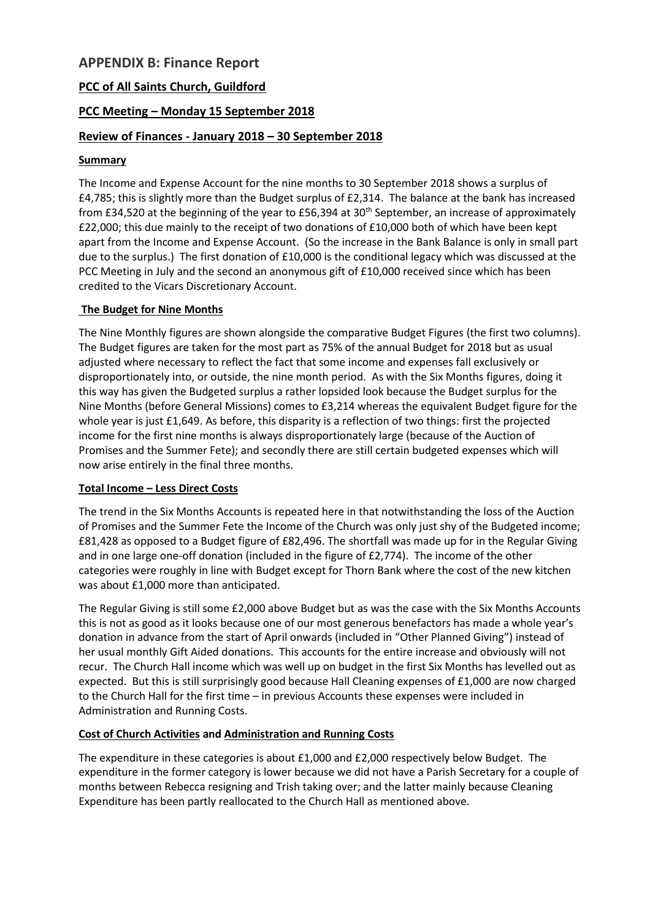## APPENDIX B: Finance Report

### PCC of All Saints Church, Guildford

### PCC Meeting – Monday 15 September 2018

### Review of Finances - January 2018 – 30 September 2018

**Summary**

The Income and Expense Account for the nine months to 30 September 2018 shows a surplus of £4,785; this is slightly more than the Budget surplus of £2,314. The balance at the bank has increased from £34,520 at the beginning of the year to £56,394 at 30th September, an increase of approximately £22,000; this due mainly to the receipt of two donations of £10,000 both of which have been kept apart from the Income and Expense Account. (So the increase in the Bank Balance is only in small part due to the surplus.) The first donation of £10,000 is the conditional legacy which was discussed at the PCC Meeting in July and the second an anonymous gift of £10,000 received since which has been credited to the Vicars Discretionary Account.

**The Budget for Nine Months**

The Nine Monthly figures are shown alongside the comparative Budget Figures (the first two columns). The Budget figures are taken for the most part as 75% of the annual Budget for 2018 but as usual adjusted where necessary to reflect the fact that some income and expenses fall exclusively or disproportionately into, or outside, the nine month period. As with the Six Months figures, doing it this way has given the Budgeted surplus a rather lopsided look because the Budget surplus for the Nine Months (before General Missions) comes to £3,214 whereas the equivalent Budget figure for the whole year is just £1,649. As before, this disparity is a reflection of two things: first the projected income for the first nine months is always disproportionately large (because of the Auction of Promises and the Summer Fete); and secondly there are still certain budgeted expenses which will now arise entirely in the final three months.

**Total Income – Less Direct Costs**

The trend in the Six Months Accounts is repeated here in that notwithstanding the loss of the Auction of Promises and the Summer Fete the Income of the Church was only just shy of the Budgeted income; £81,428 as opposed to a Budget figure of £82,496. The shortfall was made up for in the Regular Giving and in one large one-off donation (included in the figure of £2,774). The income of the other categories were roughly in line with Budget except for Thorn Bank where the cost of the new kitchen was about £1,000 more than anticipated.

The Regular Giving is still some £2,000 above Budget but as was the case with the Six Months Accounts this is not as good as it looks because one of our most generous benefactors has made a whole year's donation in advance from the start of April onwards (included in "Other Planned Giving") instead of her usual monthly Gift Aided donations. This accounts for the entire increase and obviously will not recur. The Church Hall income which was well up on budget in the first Six Months has levelled out as expected. But this is still surprisingly good because Hall Cleaning expenses of £1,000 are now charged to the Church Hall for the first time – in previous Accounts these expenses were included in Administration and Running Costs.

**Cost of Church Activities and Administration and Running Costs**

The expenditure in these categories is about £1,000 and £2,000 respectively below Budget. The expenditure in the former category is lower because we did not have a Parish Secretary for a couple of months between Rebecca resigning and Trish taking over; and the latter mainly because Cleaning Expenditure has been partly reallocated to the Church Hall as mentioned above.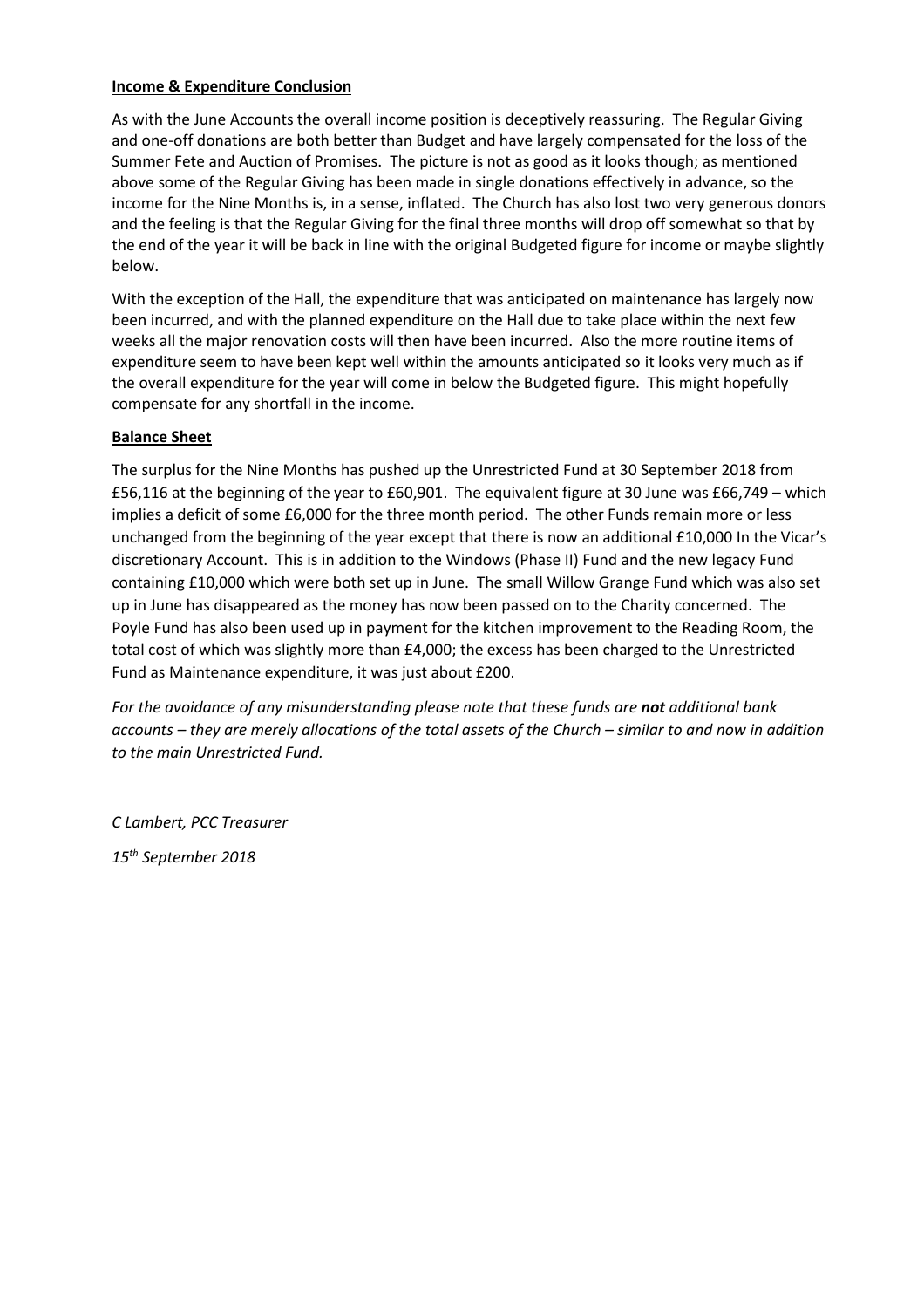**Income & Expenditure Conclusion**

As with the June Accounts the overall income position is deceptively reassuring. The Regular Giving and one-off donations are both better than Budget and have largely compensated for the loss of the Summer Fete and Auction of Promises. The picture is not as good as it looks though; as mentioned above some of the Regular Giving has been made in single donations effectively in advance, so the income for the Nine Months is, in a sense, inflated. The Church has also lost two very generous donors and the feeling is that the Regular Giving for the final three months will drop off somewhat so that by the end of the year it will be back in line with the original Budgeted figure for income or maybe slightly below.

With the exception of the Hall, the expenditure that was anticipated on maintenance has largely now been incurred, and with the planned expenditure on the Hall due to take place within the next few weeks all the major renovation costs will then have been incurred. Also the more routine items of expenditure seem to have been kept well within the amounts anticipated so it looks very much as if the overall expenditure for the year will come in below the Budgeted figure. This might hopefully compensate for any shortfall in the income.

**Balance Sheet**

The surplus for the Nine Months has pushed up the Unrestricted Fund at 30 September 2018 from £56,116 at the beginning of the year to £60,901. The equivalent figure at 30 June was £66,749 – which implies a deficit of some £6,000 for the three month period. The other Funds remain more or less unchanged from the beginning of the year except that there is now an additional £10,000 In the Vicar's discretionary Account. This is in addition to the Windows (Phase II) Fund and the new legacy Fund containing £10,000 which were both set up in June. The small Willow Grange Fund which was also set up in June has disappeared as the money has now been passed on to the Charity concerned. The Poyle Fund has also been used up in payment for the kitchen improvement to the Reading Room, the total cost of which was slightly more than £4,000; the excess has been charged to the Unrestricted Fund as Maintenance expenditure, it was just about £200.

*For the avoidance of any misunderstanding please note that these funds are* ***not*** *additional bank accounts – they are merely allocations of the total assets of the Church – similar to and now in addition to the main Unrestricted Fund.*

*C Lambert, PCC Treasurer*

*15th September 2018*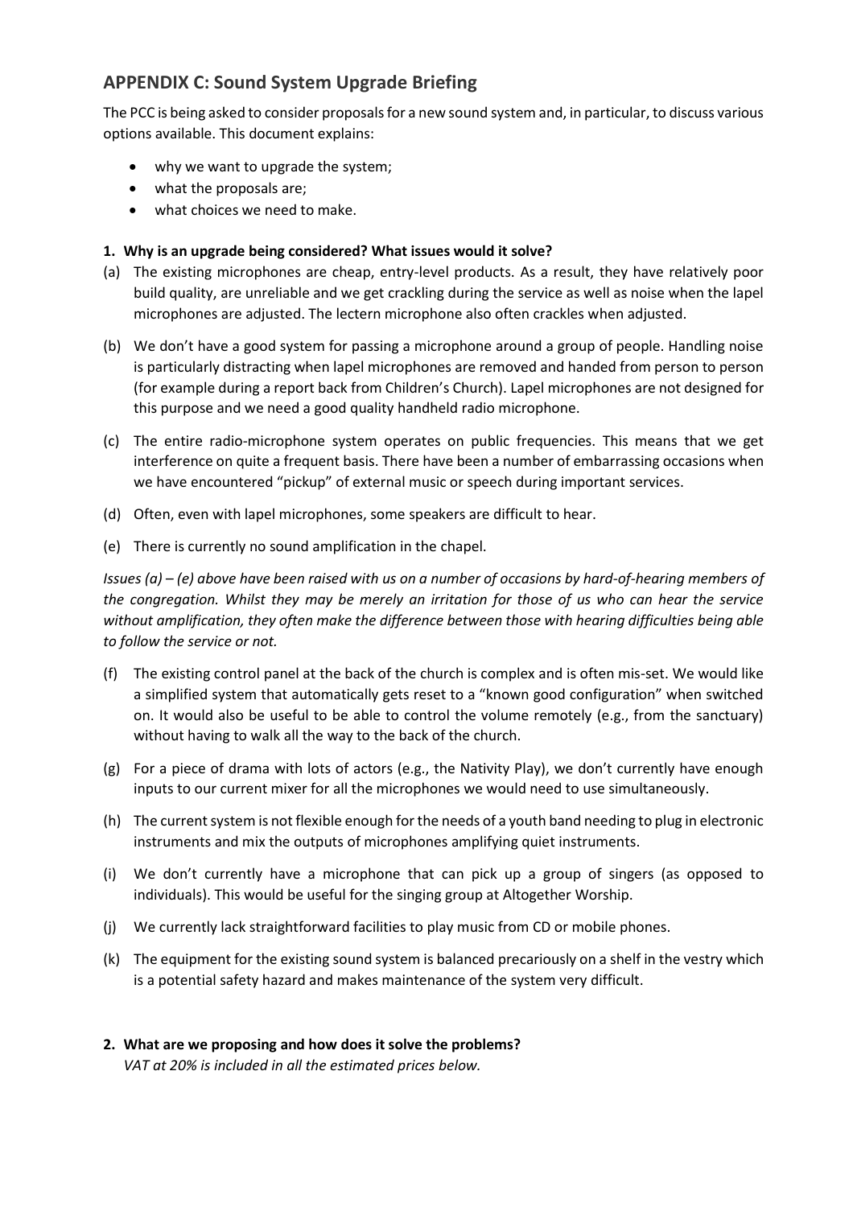## APPENDIX C: Sound System Upgrade Briefing

The PCC is being asked to consider proposals for a new sound system and, in particular, to discuss various options available. This document explains:

- why we want to upgrade the system;
- what the proposals are;
- what choices we need to make.

**1. Why is an upgrade being considered? What issues would it solve?**

(a) The existing microphones are cheap, entry-level products. As a result, they have relatively poor build quality, are unreliable and we get crackling during the service as well as noise when the lapel microphones are adjusted. The lectern microphone also often crackles when adjusted.

(b) We don't have a good system for passing a microphone around a group of people. Handling noise is particularly distracting when lapel microphones are removed and handed from person to person (for example during a report back from Children's Church). Lapel microphones are not designed for this purpose and we need a good quality handheld radio microphone.

(c) The entire radio-microphone system operates on public frequencies. This means that we get interference on quite a frequent basis. There have been a number of embarrassing occasions when we have encountered "pickup" of external music or speech during important services.

(d) Often, even with lapel microphones, some speakers are difficult to hear.

(e) There is currently no sound amplification in the chapel.

*Issues (a) – (e) above have been raised with us on a number of occasions by hard-of-hearing members of the congregation. Whilst they may be merely an irritation for those of us who can hear the service without amplification, they often make the difference between those with hearing difficulties being able to follow the service or not.*

(f) The existing control panel at the back of the church is complex and is often mis-set. We would like a simplified system that automatically gets reset to a "known good configuration" when switched on. It would also be useful to be able to control the volume remotely (e.g., from the sanctuary) without having to walk all the way to the back of the church.

(g) For a piece of drama with lots of actors (e.g., the Nativity Play), we don't currently have enough inputs to our current mixer for all the microphones we would need to use simultaneously.

(h) The current system is not flexible enough for the needs of a youth band needing to plug in electronic instruments and mix the outputs of microphones amplifying quiet instruments.

(i) We don't currently have a microphone that can pick up a group of singers (as opposed to individuals). This would be useful for the singing group at Altogether Worship.

(j) We currently lack straightforward facilities to play music from CD or mobile phones.

(k) The equipment for the existing sound system is balanced precariously on a shelf in the vestry which is a potential safety hazard and makes maintenance of the system very difficult.

**2. What are we proposing and how does it solve the problems?**

*VAT at 20% is included in all the estimated prices below.*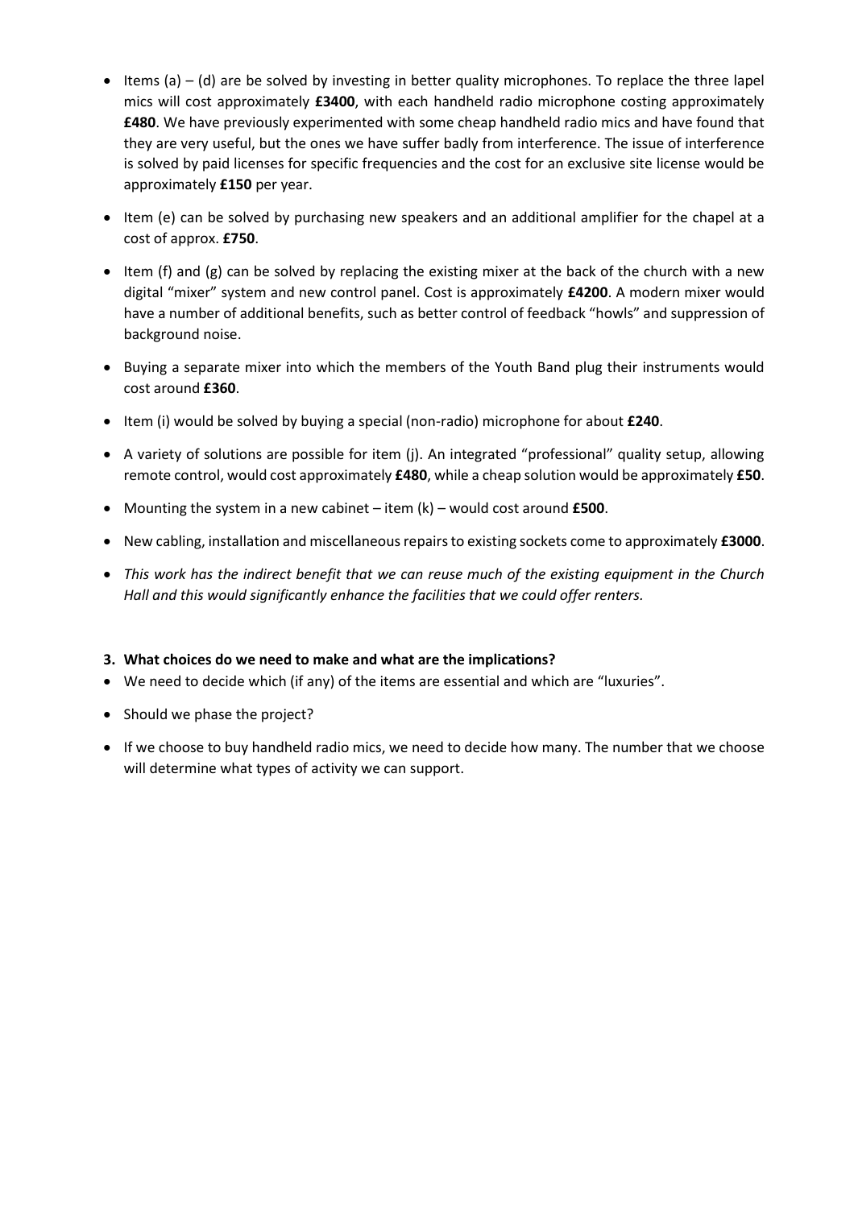- Items (a) – (d) are be solved by investing in better quality microphones. To replace the three lapel mics will cost approximately **£3400**, with each handheld radio microphone costing approximately **£480**. We have previously experimented with some cheap handheld radio mics and have found that they are very useful, but the ones we have suffer badly from interference. The issue of interference is solved by paid licenses for specific frequencies and the cost for an exclusive site license would be approximately **£150** per year.
- Item (e) can be solved by purchasing new speakers and an additional amplifier for the chapel at a cost of approx. **£750**.
- Item (f) and (g) can be solved by replacing the existing mixer at the back of the church with a new digital "mixer" system and new control panel. Cost is approximately **£4200**. A modern mixer would have a number of additional benefits, such as better control of feedback "howls" and suppression of background noise.
- Buying a separate mixer into which the members of the Youth Band plug their instruments would cost around **£360**.
- Item (i) would be solved by buying a special (non-radio) microphone for about **£240**.
- A variety of solutions are possible for item (j). An integrated "professional" quality setup, allowing remote control, would cost approximately **£480**, while a cheap solution would be approximately **£50**.
- Mounting the system in a new cabinet – item (k) – would cost around **£500**.
- New cabling, installation and miscellaneous repairs to existing sockets come to approximately **£3000**.
- *This work has the indirect benefit that we can reuse much of the existing equipment in the Church Hall and this would significantly enhance the facilities that we could offer renters.*

**3. What choices do we need to make and what are the implications?**

- We need to decide which (if any) of the items are essential and which are "luxuries".
- Should we phase the project?
- If we choose to buy handheld radio mics, we need to decide how many. The number that we choose will determine what types of activity we can support.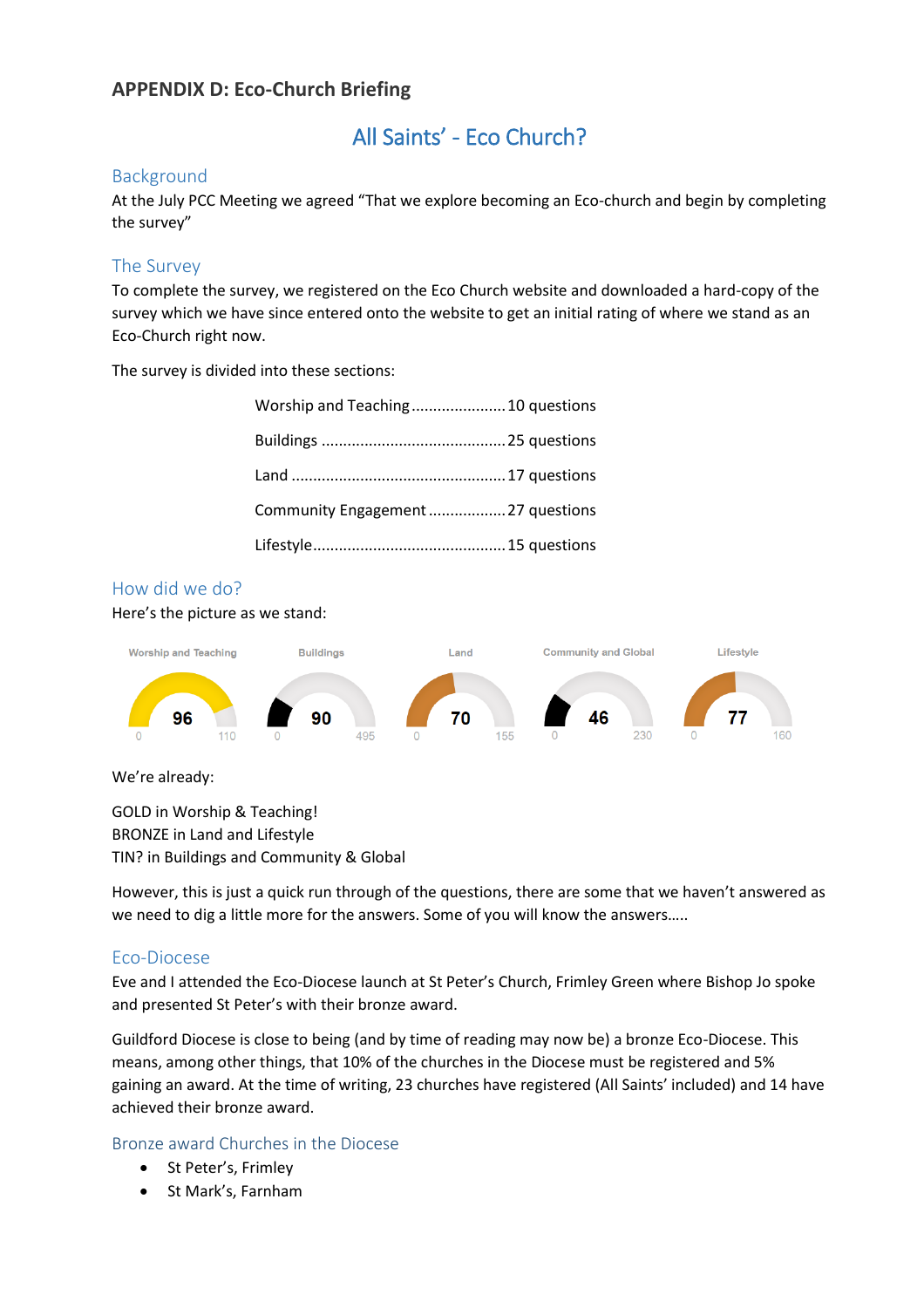## APPENDIX D: Eco-Church Briefing

# All Saints' - Eco Church?

### Background

At the July PCC Meeting we agreed "That we explore becoming an Eco-church and begin by completing the survey"

### The Survey

To complete the survey, we registered on the Eco Church website and downloaded a hard-copy of the survey which we have since entered onto the website to get an initial rating of where we stand as an Eco-Church right now.

The survey is divided into these sections:

| Section | Questions |
| --- | --- |
| Worship and Teaching | 10 questions |
| Buildings | 25 questions |
| Land | 17 questions |
| Community Engagement | 27 questions |
| Lifestyle | 15 questions |

### How did we do?

Here's the picture as we stand:

| Worship and Teaching | Buildings | Land | Community and Global | Lifestyle |
| --- | --- | --- | --- | --- |
| 96 (0–110) | 90 (0–495) | 70 (0–155) | 46 (0–230) | 77 (0–160) |

We're already:

GOLD in Worship & Teaching!
BRONZE in Land and Lifestyle
TIN? in Buildings and Community & Global

However, this is just a quick run through of the questions, there are some that we haven't answered as we need to dig a little more for the answers. Some of you will know the answers.....

### Eco-Diocese

Eve and I attended the Eco-Diocese launch at St Peter's Church, Frimley Green where Bishop Jo spoke and presented St Peter's with their bronze award.

Guildford Diocese is close to being (and by time of reading may now be) a bronze Eco-Diocese. This means, among other things, that 10% of the churches in the Diocese must be registered and 5% gaining an award. At the time of writing, 23 churches have registered (All Saints' included) and 14 have achieved their bronze award.

### Bronze award Churches in the Diocese

- St Peter's, Frimley
- St Mark's, Farnham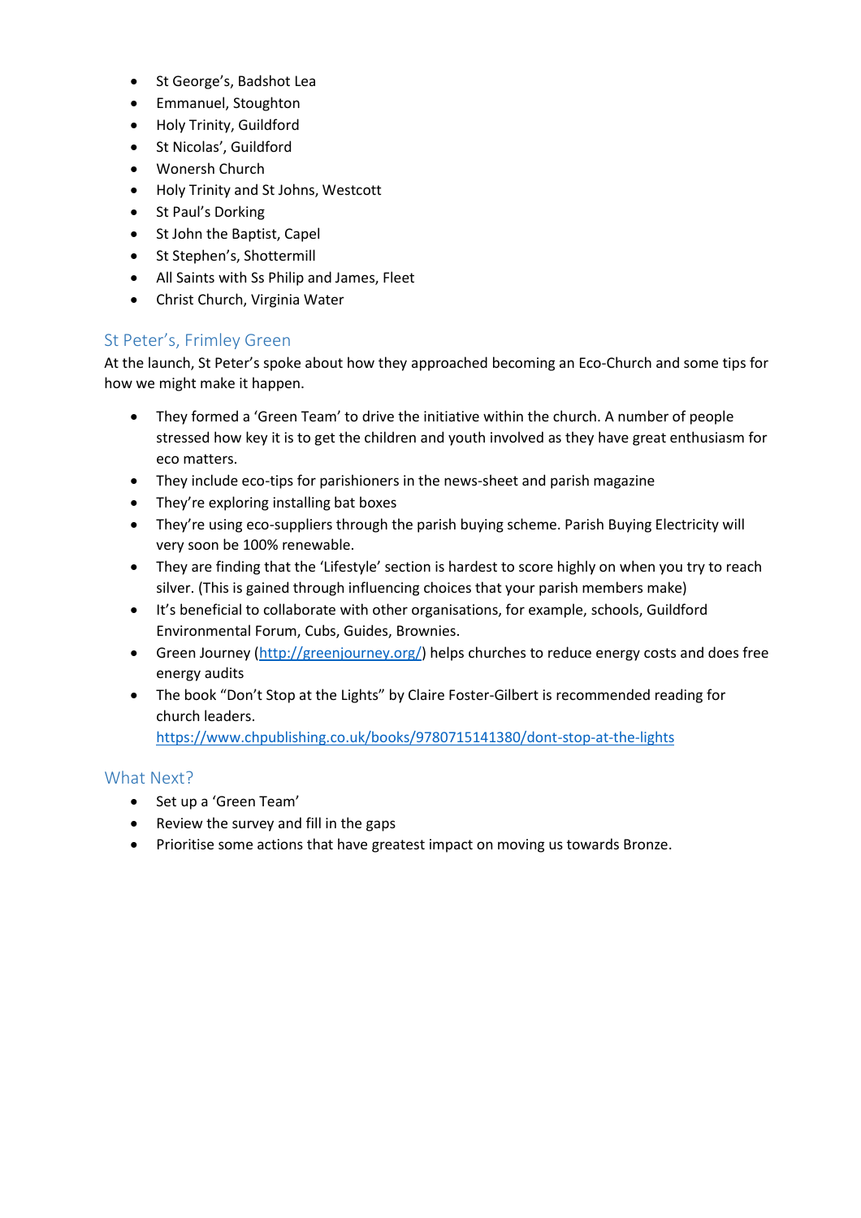- St George's, Badshot Lea
- Emmanuel, Stoughton
- Holy Trinity, Guildford
- St Nicolas', Guildford
- Wonersh Church
- Holy Trinity and St Johns, Westcott
- St Paul's Dorking
- St John the Baptist, Capel
- St Stephen's, Shottermill
- All Saints with Ss Philip and James, Fleet
- Christ Church, Virginia Water

## St Peter's, Frimley Green

At the launch, St Peter's spoke about how they approached becoming an Eco-Church and some tips for how we might make it happen.

- They formed a 'Green Team' to drive the initiative within the church. A number of people stressed how key it is to get the children and youth involved as they have great enthusiasm for eco matters.
- They include eco-tips for parishioners in the news-sheet and parish magazine
- They're exploring installing bat boxes
- They're using eco-suppliers through the parish buying scheme. Parish Buying Electricity will very soon be 100% renewable.
- They are finding that the 'Lifestyle' section is hardest to score highly on when you try to reach silver. (This is gained through influencing choices that your parish members make)
- It's beneficial to collaborate with other organisations, for example, schools, Guildford Environmental Forum, Cubs, Guides, Brownies.
- Green Journey (http://greenjourney.org/) helps churches to reduce energy costs and does free energy audits
- The book "Don't Stop at the Lights" by Claire Foster-Gilbert is recommended reading for church leaders. https://www.chpublishing.co.uk/books/9780715141380/dont-stop-at-the-lights

## What Next?

- Set up a 'Green Team'
- Review the survey and fill in the gaps
- Prioritise some actions that have greatest impact on moving us towards Bronze.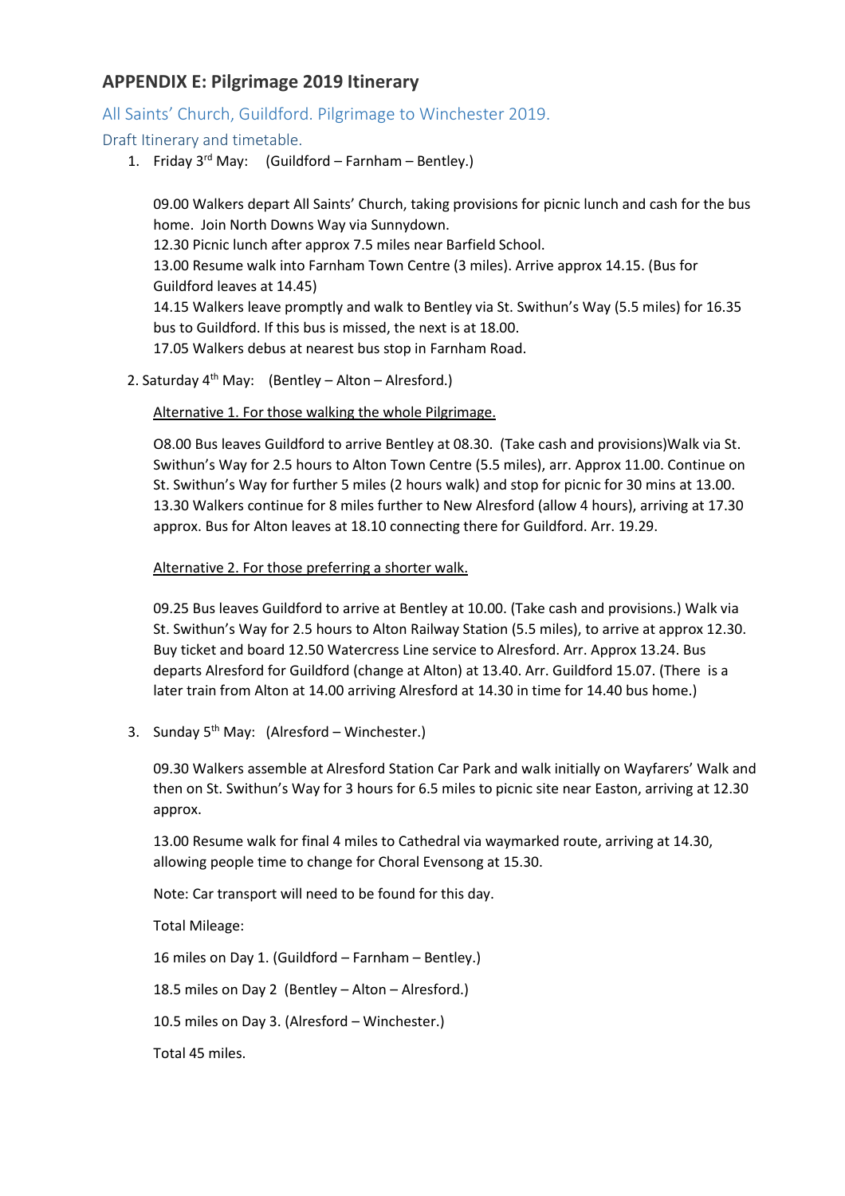## APPENDIX E: Pilgrimage 2019 Itinerary

### All Saints' Church, Guildford. Pilgrimage to Winchester 2019.

### Draft Itinerary and timetable.

1. Friday 3rd May: (Guildford – Farnham – Bentley.)

   09.00 Walkers depart All Saints' Church, taking provisions for picnic lunch and cash for the bus home. Join North Downs Way via Sunnydown.
   12.30 Picnic lunch after approx 7.5 miles near Barfield School.
   13.00 Resume walk into Farnham Town Centre (3 miles). Arrive approx 14.15. (Bus for Guildford leaves at 14.45)
   14.15 Walkers leave promptly and walk to Bentley via St. Swithun's Way (5.5 miles) for 16.35 bus to Guildford. If this bus is missed, the next is at 18.00.
   17.05 Walkers debus at nearest bus stop in Farnham Road.

2. Saturday 4th May: (Bentley – Alton – Alresford.)

   <u>Alternative 1. For those walking the whole Pilgrimage.</u>

   O8.00 Bus leaves Guildford to arrive Bentley at 08.30. (Take cash and provisions)Walk via St. Swithun's Way for 2.5 hours to Alton Town Centre (5.5 miles), arr. Approx 11.00. Continue on St. Swithun's Way for further 5 miles (2 hours walk) and stop for picnic for 30 mins at 13.00. 13.30 Walkers continue for 8 miles further to New Alresford (allow 4 hours), arriving at 17.30 approx. Bus for Alton leaves at 18.10 connecting there for Guildford. Arr. 19.29.

   <u>Alternative 2. For those preferring a shorter walk.</u>

   09.25 Bus leaves Guildford to arrive at Bentley at 10.00. (Take cash and provisions.) Walk via St. Swithun's Way for 2.5 hours to Alton Railway Station (5.5 miles), to arrive at approx 12.30. Buy ticket and board 12.50 Watercress Line service to Alresford. Arr. Approx 13.24. Bus departs Alresford for Guildford (change at Alton) at 13.40. Arr. Guildford 15.07. (There is a later train from Alton at 14.00 arriving Alresford at 14.30 in time for 14.40 bus home.)

3. Sunday 5th May: (Alresford – Winchester.)

   09.30 Walkers assemble at Alresford Station Car Park and walk initially on Wayfarers' Walk and then on St. Swithun's Way for 3 hours for 6.5 miles to picnic site near Easton, arriving at 12.30 approx.

   13.00 Resume walk for final 4 miles to Cathedral via waymarked route, arriving at 14.30, allowing people time to change for Choral Evensong at 15.30.

   Note: Car transport will need to be found for this day.

   Total Mileage:

   16 miles on Day 1. (Guildford – Farnham – Bentley.)

   18.5 miles on Day 2 (Bentley – Alton – Alresford.)

   10.5 miles on Day 3. (Alresford – Winchester.)

   Total 45 miles.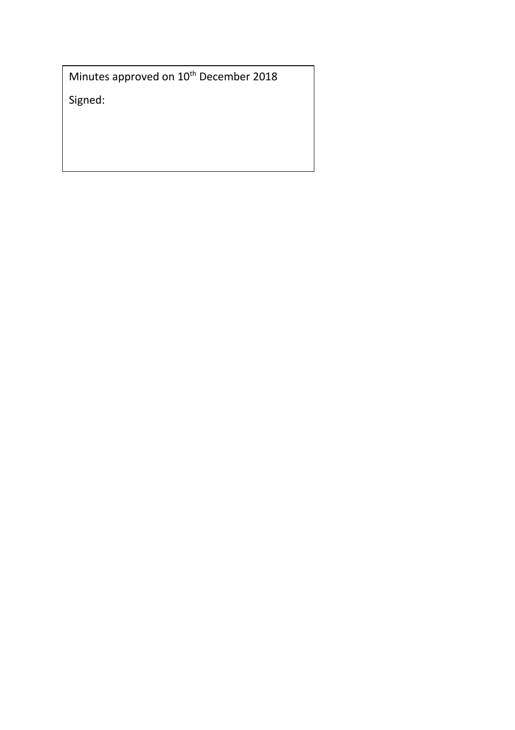Minutes approved on 10th December 2018

Signed: